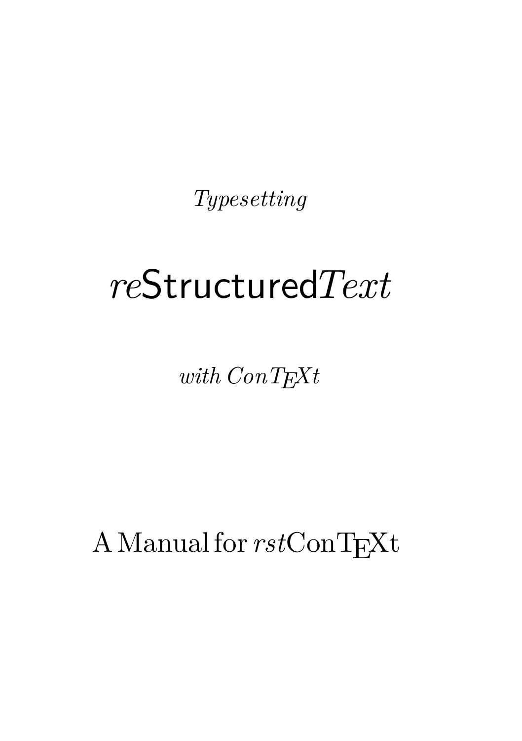*Typesetting*

# *re*Structured*Text*

*with ConTEXt*

A Manual for *rst*ConTEXt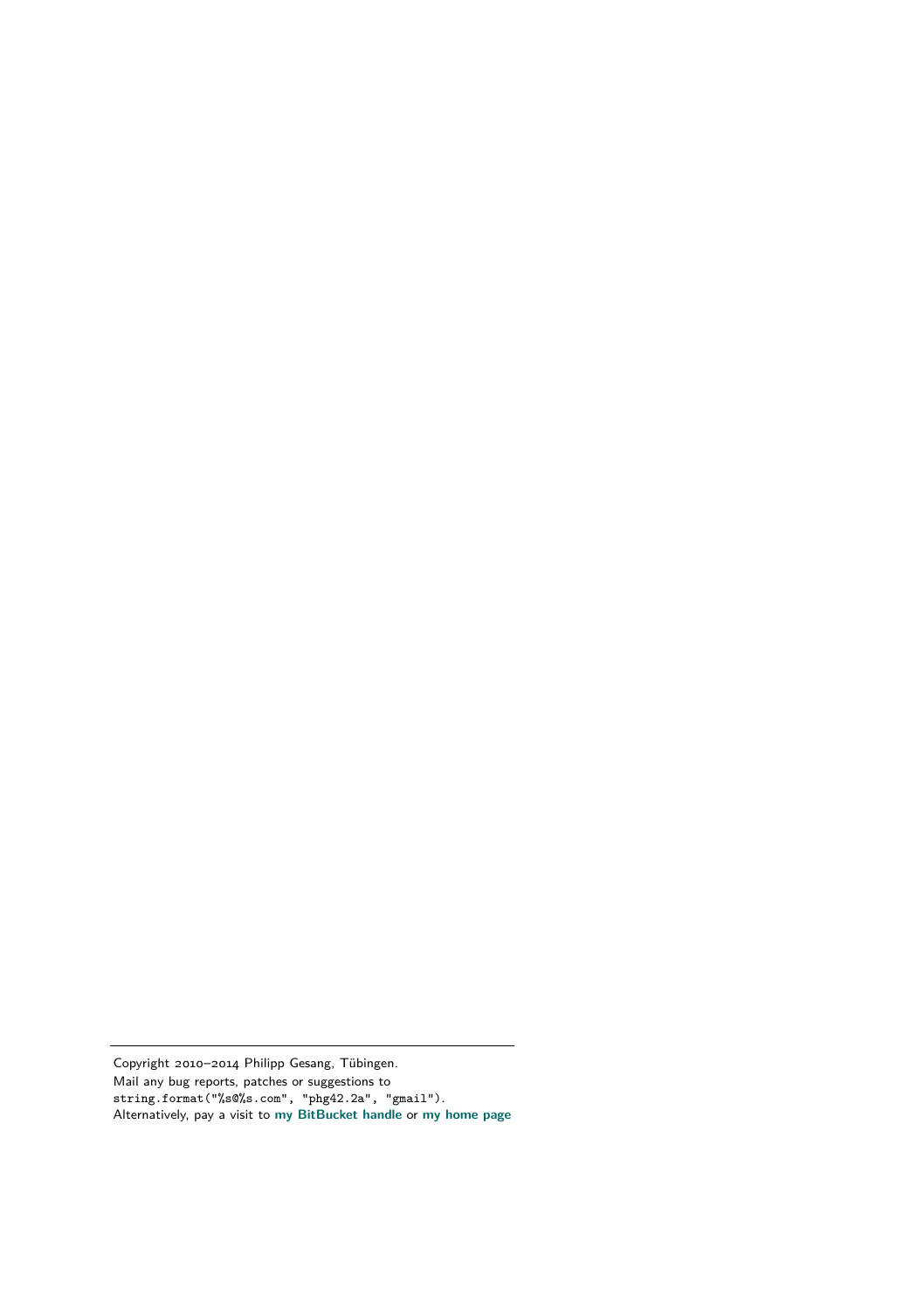---

Copyright 2010–2014 Philipp Gesang, Tübingen.
Mail any bug reports, patches or suggestions to
`string.format("%s@%s.com", "phg42.2a", "gmail")`.
Alternatively, pay a visit to **my BitBucket handle** or **my home page**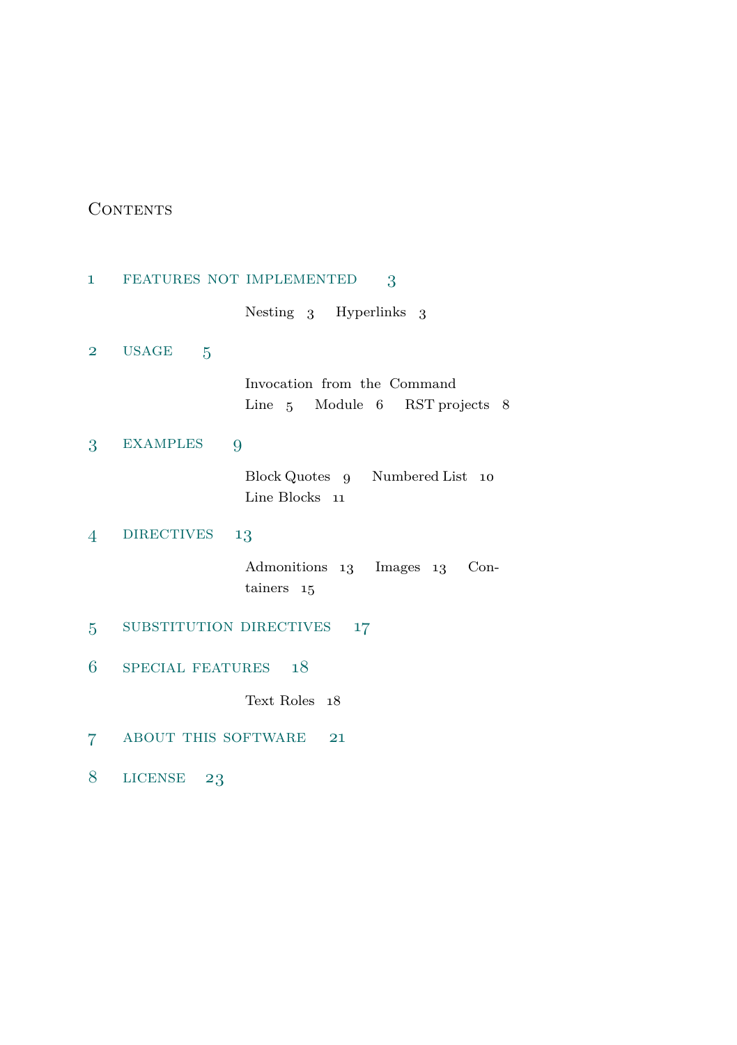# Contents

1 FEATURES NOT IMPLEMENTED 3

- Nesting 3
- Hyperlinks 3

2 USAGE 5

- Invocation from the Command Line 5
- Module 6
- RST projects 8

3 EXAMPLES 9

- Block Quotes 9
- Numbered List 10
- Line Blocks 11

4 DIRECTIVES 13

- Admonitions 13
- Images 13
- Containers 15

5 SUBSTITUTION DIRECTIVES 17

6 SPECIAL FEATURES 18

- Text Roles 18

7 ABOUT THIS SOFTWARE 21

8 LICENSE 23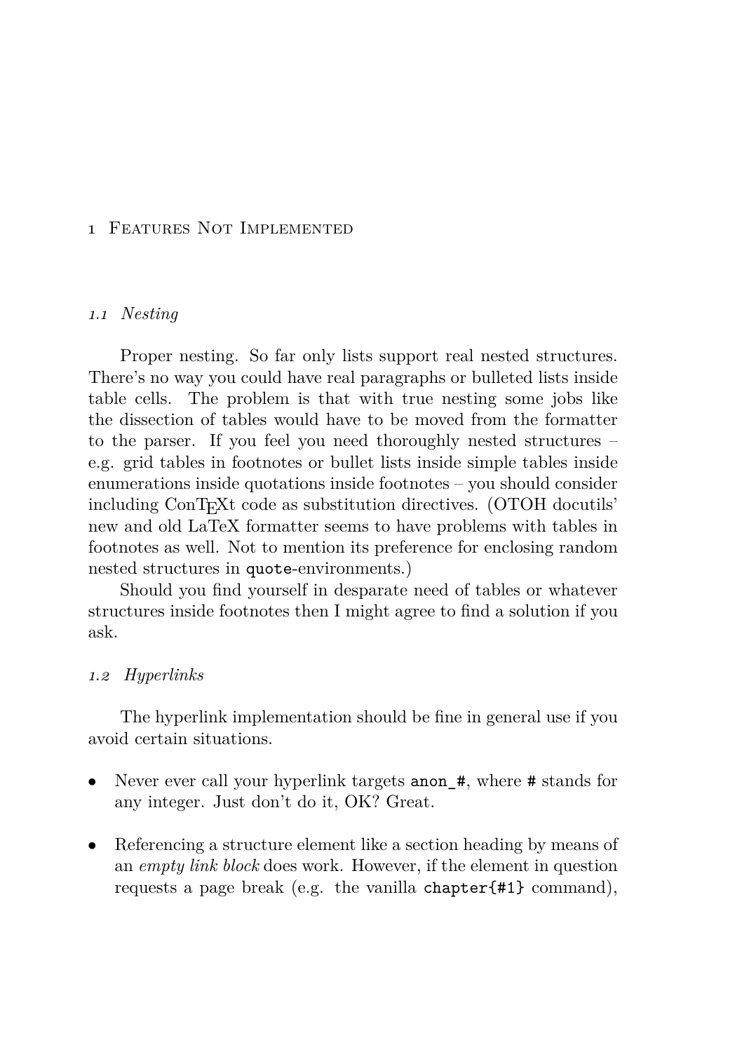# 1 Features Not Implemented

## 1.1 Nesting

Proper nesting. So far only lists support real nested structures. There's no way you could have real paragraphs or bulleted lists inside table cells. The problem is that with true nesting some jobs like the dissection of tables would have to be moved from the formatter to the parser. If you feel you need thoroughly nested structures – e.g. grid tables in footnotes or bullet lists inside simple tables inside enumerations inside quotations inside footnotes – you should consider including ConTEXt code as substitution directives. (OTOH docutils' new and old LaTeX formatter seems to have problems with tables in footnotes as well. Not to mention its preference for enclosing random nested structures in `quote`-environments.)

Should you find yourself in desparate need of tables or whatever structures inside footnotes then I might agree to find a solution if you ask.

## 1.2 Hyperlinks

The hyperlink implementation should be fine in general use if you avoid certain situations.

- Never ever call your hyperlink targets `anon_#`, where `#` stands for any integer. Just don't do it, OK? Great.
- Referencing a structure element like a section heading by means of an *empty link block* does work. However, if the element in question requests a page break (e.g. the vanilla `chapter{#1}` command),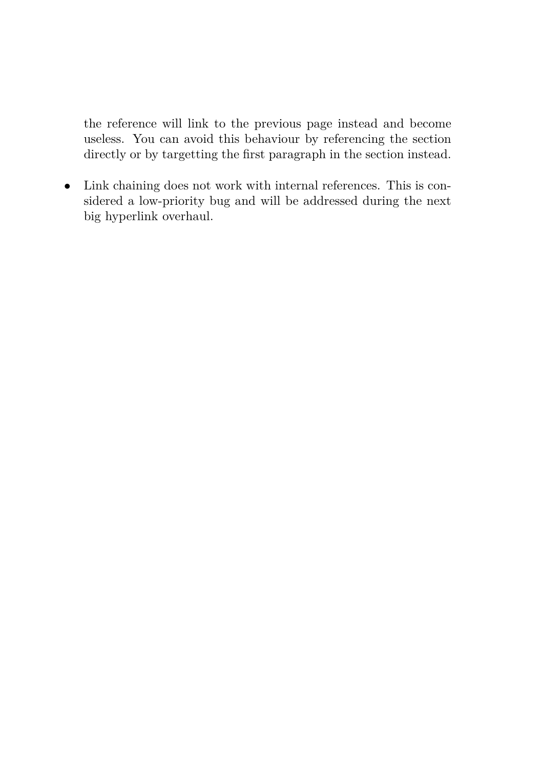the reference will link to the previous page instead and become useless. You can avoid this behaviour by referencing the section directly or by targetting the first paragraph in the section instead.

- Link chaining does not work with internal references. This is considered a low-priority bug and will be addressed during the next big hyperlink overhaul.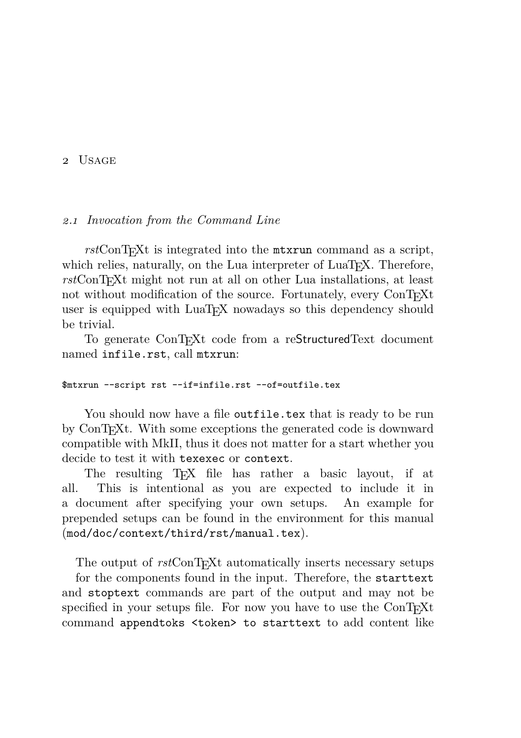# 2 Usage

## 2.1 Invocation from the Command Line

*rst*ConTEXt is integrated into the `mtxrun` command as a script, which relies, naturally, on the Lua interpreter of LuaTEX. Therefore, *rst*ConTEXt might not run at all on other Lua installations, at least not without modification of the source. Fortunately, every ConTEXt user is equipped with LuaTEX nowadays so this dependency should be trivial.

To generate ConTEXt code from a reStructuredText document named `infile.rst`, call `mtxrun`:

```
$mtxrun --script rst --if=infile.rst --of=outfile.tex
```

You should now have a file `outfile.tex` that is ready to be run by ConTEXt. With some exceptions the generated code is downward compatible with MkII, thus it does not matter for a start whether you decide to test it with `texexec` or `context`.

The resulting TEX file has rather a basic layout, if at all. This is intentional as you are expected to include it in a document after specifying your own setups. An example for prepended setups can be found in the environment for this manual (`mod/doc/context/third/rst/manual.tex`).

The output of *rst*ConTEXt automatically inserts necessary setups for the components found in the input. Therefore, the `starttext` and `stoptext` commands are part of the output and may not be specified in your setups file. For now you have to use the ConTEXt command `appendtoks <token> to starttext` to add content like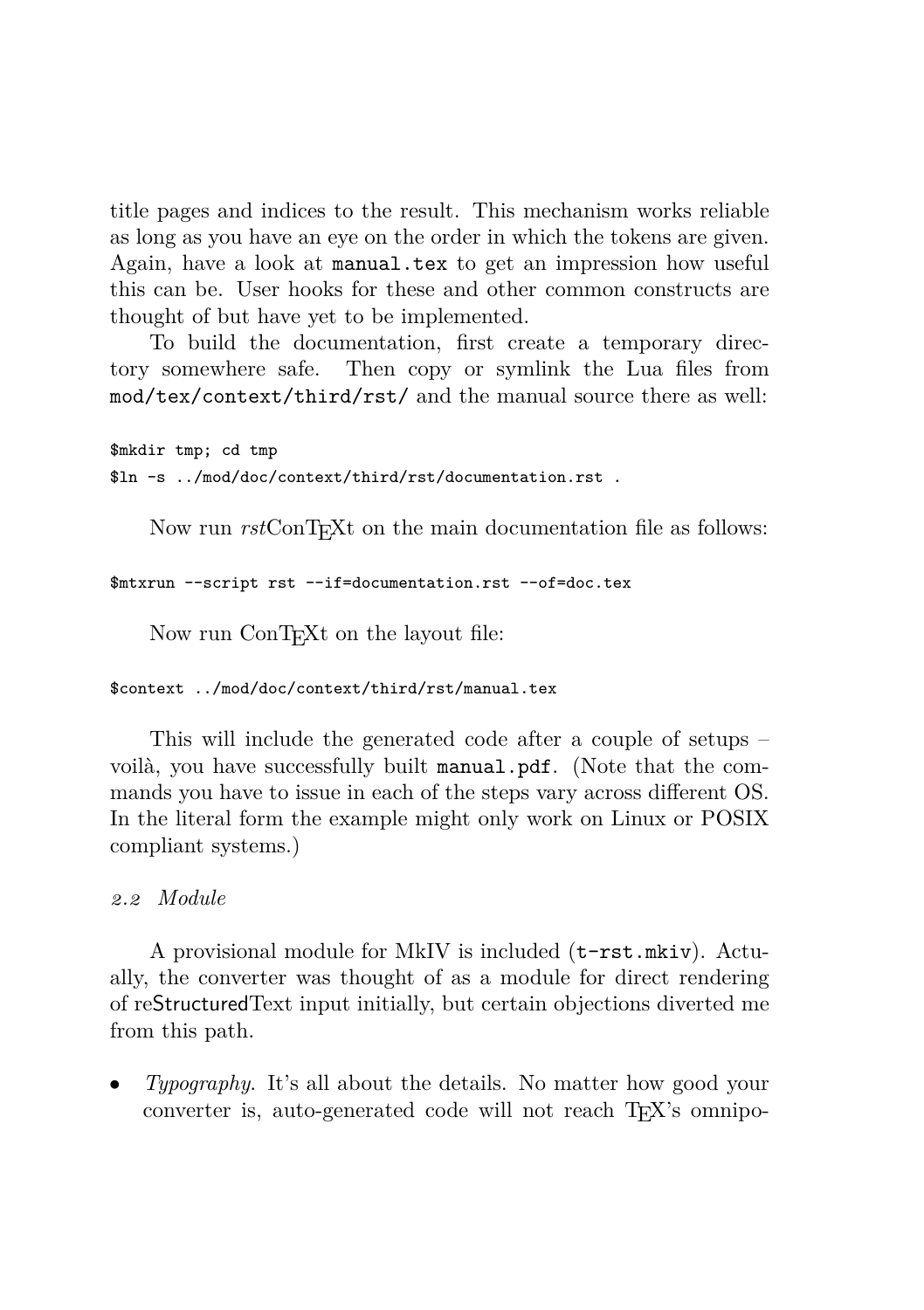title pages and indices to the result. This mechanism works reliable as long as you have an eye on the order in which the tokens are given. Again, have a look at `manual.tex` to get an impression how useful this can be. User hooks for these and other common constructs are thought of but have yet to be implemented.

To build the documentation, first create a temporary directory somewhere safe. Then copy or symlink the Lua files from `mod/tex/context/third/rst/` and the manual source there as well:

```
$mkdir tmp; cd tmp
$ln -s ../mod/doc/context/third/rst/documentation.rst .
```

Now run *rst*ConTEXt on the main documentation file as follows:

```
$mtxrun --script rst --if=documentation.rst --of=doc.tex
```

Now run ConTEXt on the layout file:

```
$context ../mod/doc/context/third/rst/manual.tex
```

This will include the generated code after a couple of setups – voilà, you have successfully built `manual.pdf`. (Note that the commands you have to issue in each of the steps vary across different OS. In the literal form the example might only work on Linux or POSIX compliant systems.)

### *2.2 Module*

A provisional module for MkIV is included (`t-rst.mkiv`). Actually, the converter was thought of as a module for direct rendering of reStructuredText input initially, but certain objections diverted me from this path.

- *Typography.* It's all about the details. No matter how good your converter is, auto-generated code will not reach TEX's omnipo-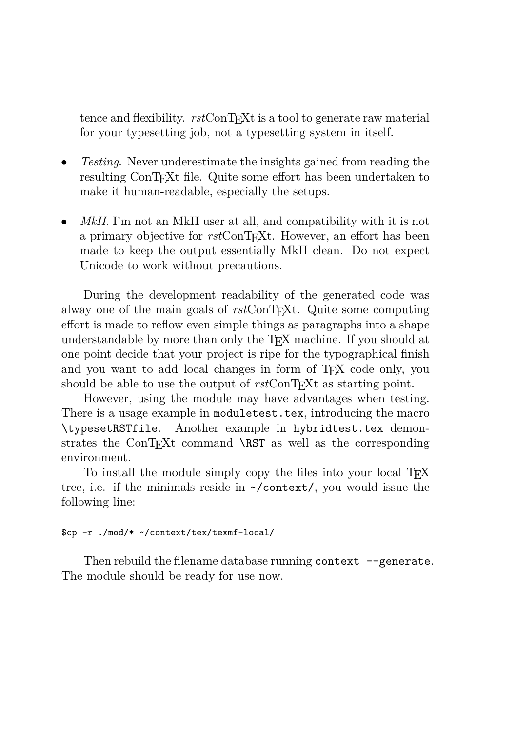tence and flexibility. *rst*ConTEXt is a tool to generate raw material for your typesetting job, not a typesetting system in itself.

- *Testing*. Never underestimate the insights gained from reading the resulting ConTEXt file. Quite some effort has been undertaken to make it human-readable, especially the setups.
- *MkII*. I'm not an MkII user at all, and compatibility with it is not a primary objective for *rst*ConTEXt. However, an effort has been made to keep the output essentially MkII clean. Do not expect Unicode to work without precautions.

During the development readability of the generated code was alway one of the main goals of *rst*ConTEXt. Quite some computing effort is made to reflow even simple things as paragraphs into a shape understandable by more than only the TEX machine. If you should at one point decide that your project is ripe for the typographical finish and you want to add local changes in form of TEX code only, you should be able to use the output of *rst*ConTEXt as starting point.

However, using the module may have advantages when testing. There is a usage example in `moduletest.tex`, introducing the macro `\typesetRSTfile`. Another example in `hybridtest.tex` demonstrates the ConTEXt command `\RST` as well as the corresponding environment.

To install the module simply copy the files into your local TEX tree, i.e. if the minimals reside in `~/context/`, you would issue the following line:

```
$cp -r ./mod/* ~/context/tex/texmf-local/
```

Then rebuild the filename database running `context --generate`. The module should be ready for use now.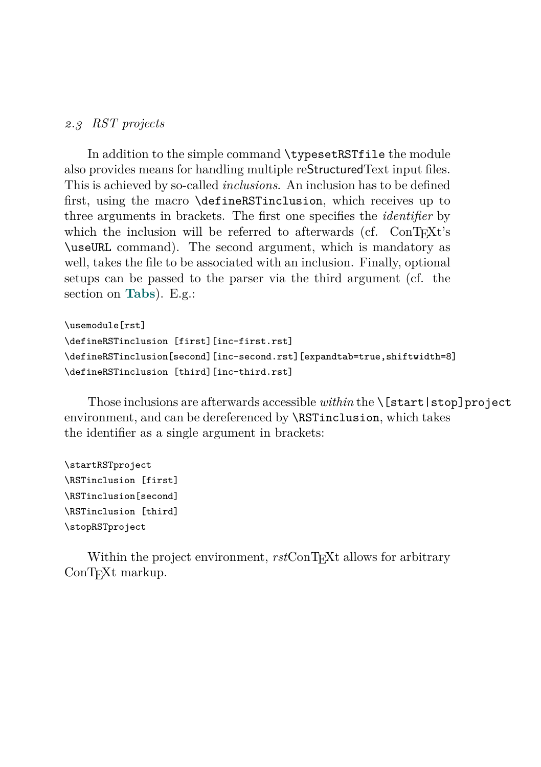### 2.3 RST projects

In addition to the simple command `\typesetRSTfile` the module also provides means for handling multiple reStructuredText input files. This is achieved by so-called *inclusions*. An inclusion has to be defined first, using the macro `\defineRSTinclusion`, which receives up to three arguments in brackets. The first one specifies the *identifier* by which the inclusion will be referred to afterwards (cf. ConTEXt's `\useURL` command). The second argument, which is mandatory as well, takes the file to be associated with an inclusion. Finally, optional setups can be passed to the parser via the third argument (cf. the section on **Tabs**). E.g.:

```
\usemodule[rst]
\defineRSTinclusion [first][inc-first.rst]
\defineRSTinclusion[second][inc-second.rst][expandtab=true,shiftwidth=8]
\defineRSTinclusion [third][inc-third.rst]
```

Those inclusions are afterwards accessible *within* the `\[start|stop]project` environment, and can be dereferenced by `\RSTinclusion`, which takes the identifier as a single argument in brackets:

```
\startRSTproject
\RSTinclusion [first]
\RSTinclusion[second]
\RSTinclusion [third]
\stopRSTproject
```

Within the project environment, *rst*ConTEXt allows for arbitrary ConTEXt markup.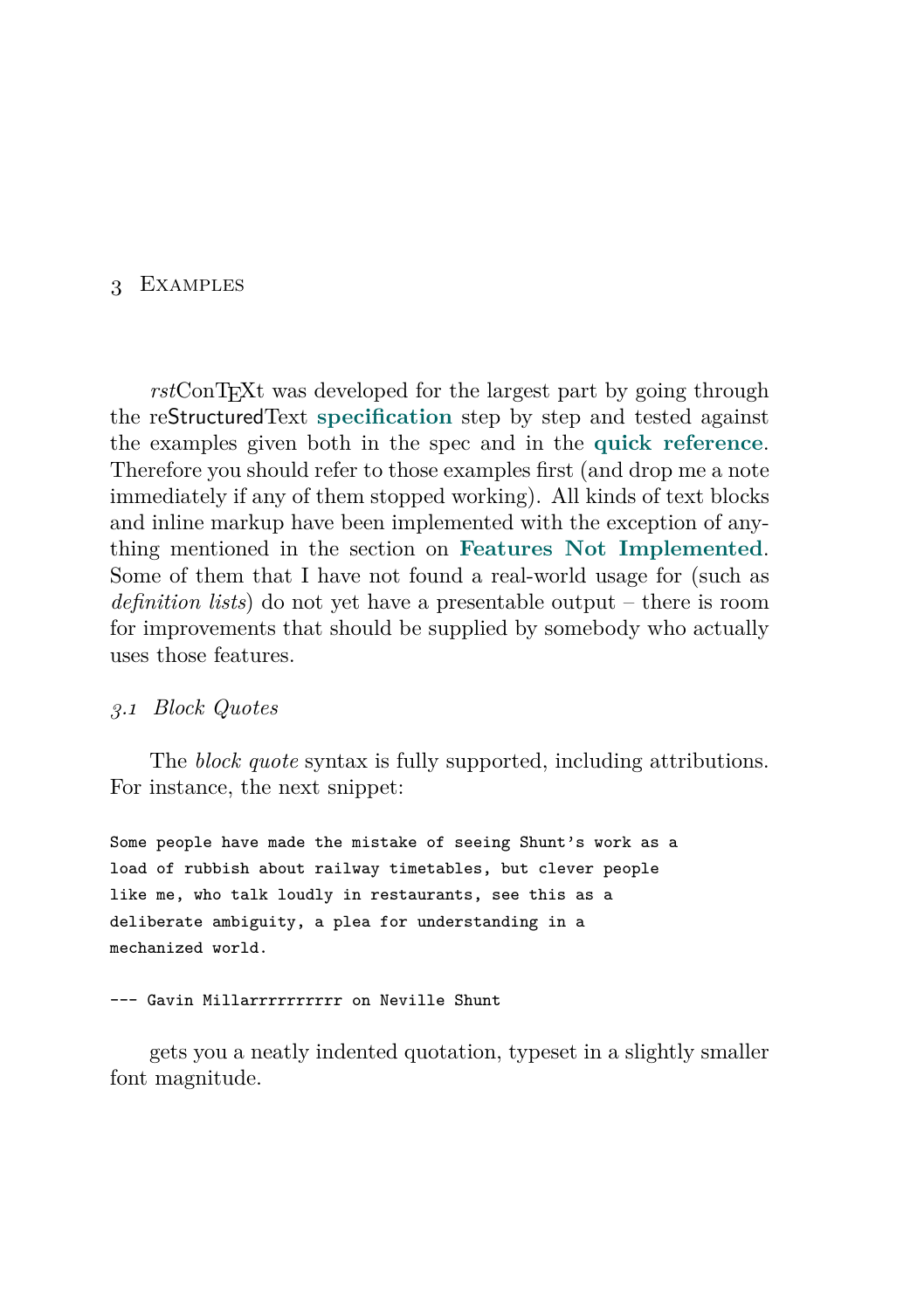# 3 Examples

*rst*ConTEXt was developed for the largest part by going through the reStructuredText **specification** step by step and tested against the examples given both in the spec and in the **quick reference**. Therefore you should refer to those examples first (and drop me a note immediately if any of them stopped working). All kinds of text blocks and inline markup have been implemented with the exception of anything mentioned in the section on **Features Not Implemented**. Some of them that I have not found a real-world usage for (such as *definition lists*) do not yet have a presentable output – there is room for improvements that should be supplied by somebody who actually uses those features.

## *3.1 Block Quotes*

The *block quote* syntax is fully supported, including attributions. For instance, the next snippet:

```
Some people have made the mistake of seeing Shunt's work as a
load of rubbish about railway timetables, but clever people
like me, who talk loudly in restaurants, see this as a
deliberate ambiguity, a plea for understanding in a
mechanized world.

--- Gavin Millarrrrrrrrrr on Neville Shunt
```

gets you a neatly indented quotation, typeset in a slightly smaller font magnitude.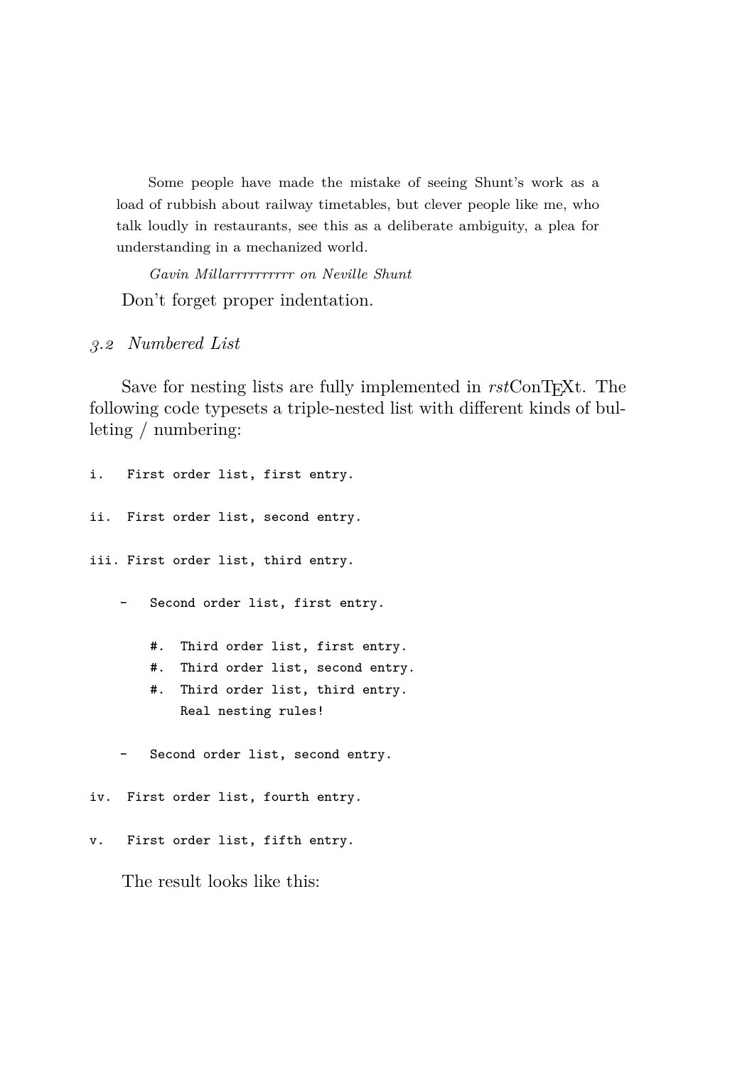> Some people have made the mistake of seeing Shunt's work as a load of rubbish about railway timetables, but clever people like me, who talk loudly in restaurants, see this as a deliberate ambiguity, a plea for understanding in a mechanized world.
>
> *Gavin Millarrrrrrrrrr on Neville Shunt*

Don't forget proper indentation.

### *3.2 Numbered List*

Save for nesting lists are fully implemented in *rst*ConTEXt. The following code typesets a triple-nested list with different kinds of bulleting / numbering:

```
i.   First order list, first entry.

ii.  First order list, second entry.

iii. First order list, third entry.

     -   Second order list, first entry.

         #.  Third order list, first entry.
         #.  Third order list, second entry.
         #.  Third order list, third entry.
             Real nesting rules!

     -   Second order list, second entry.

iv.  First order list, fourth entry.

v.   First order list, fifth entry.
```

The result looks like this: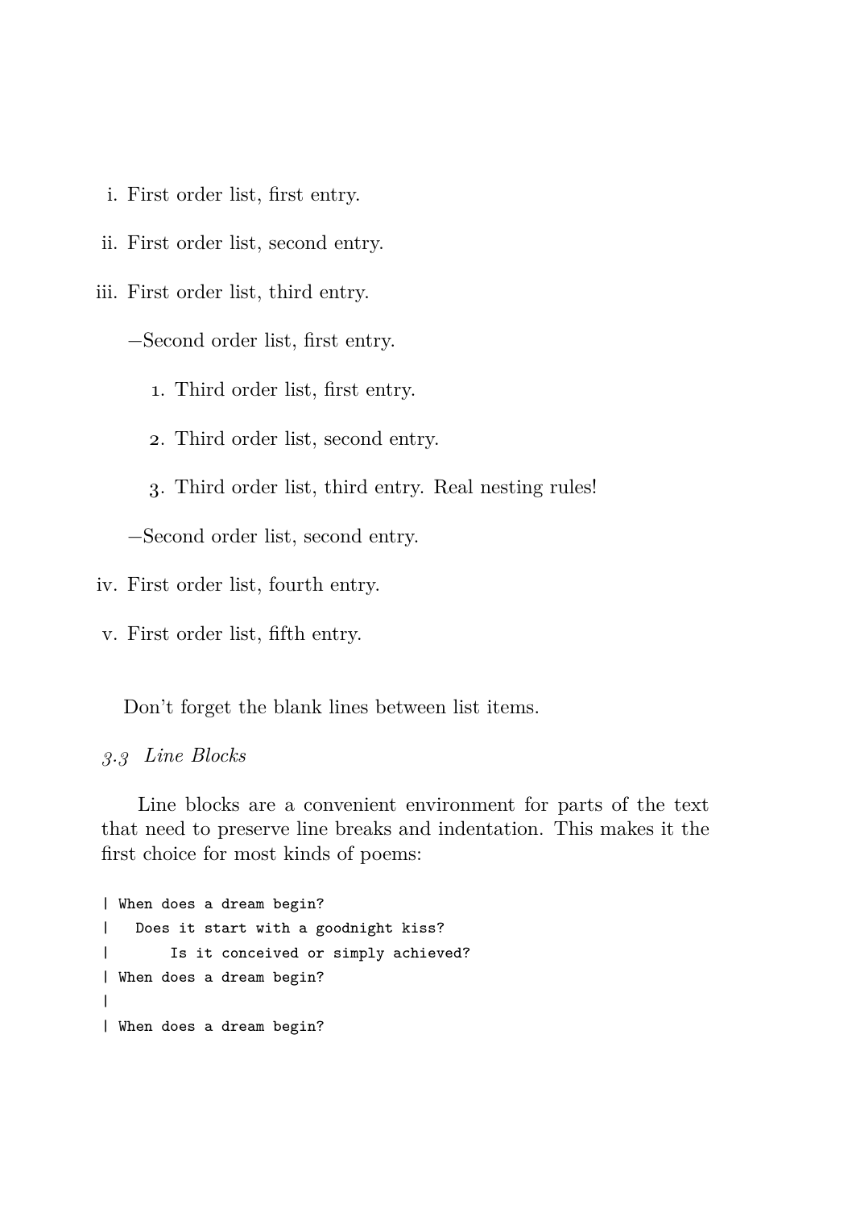i. First order list, first entry.

ii. First order list, second entry.

iii. First order list, third entry.

    - Second order list, first entry.

        1. Third order list, first entry.

        2. Third order list, second entry.

        3. Third order list, third entry. Real nesting rules!

    - Second order list, second entry.

iv. First order list, fourth entry.

v. First order list, fifth entry.

Don’t forget the blank lines between list items.

### *3.3 Line Blocks*

Line blocks are a convenient environment for parts of the text that need to preserve line breaks and indentation. This makes it the first choice for most kinds of poems:

```
| When does a dream begin?
|   Does it start with a goodnight kiss?
|       Is it conceived or simply achieved?
| When does a dream begin?
|
| When does a dream begin?
```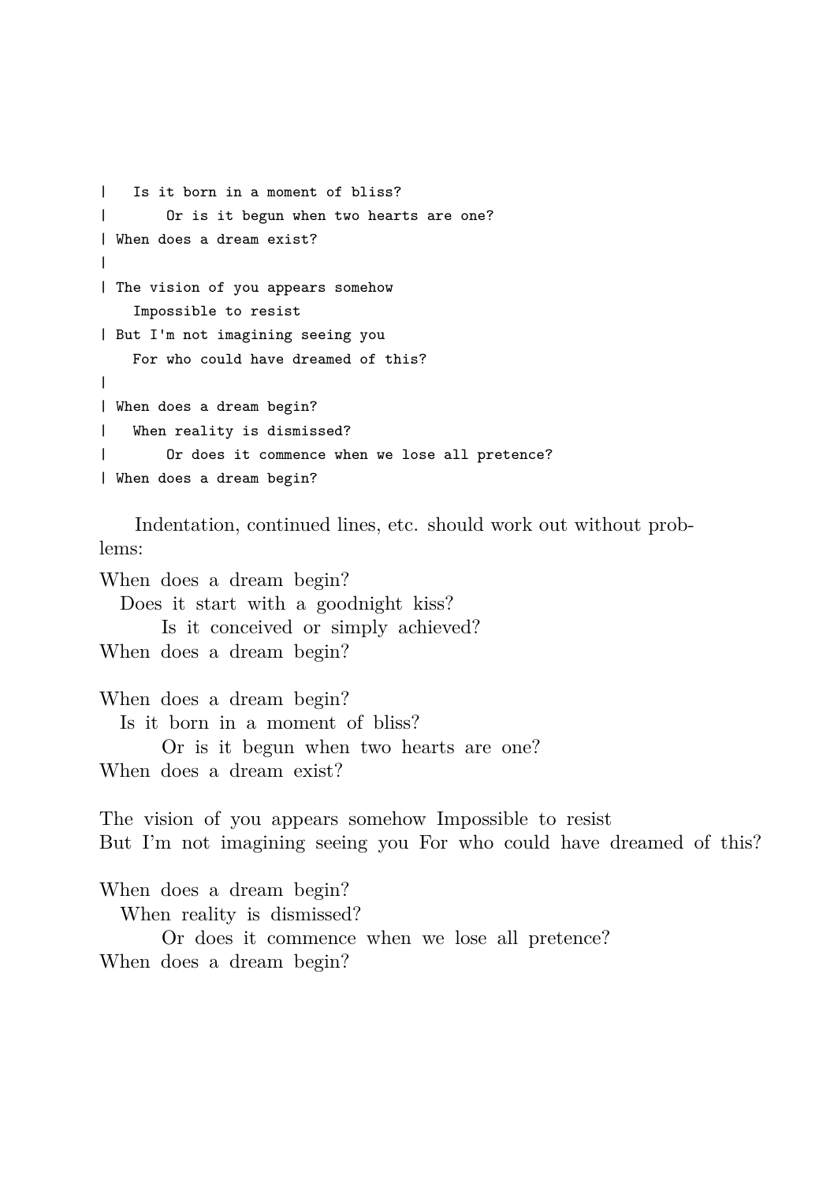```
|   Is it born in a moment of bliss?
|       Or is it begun when two hearts are one?
| When does a dream exist?
|
| The vision of you appears somehow
    Impossible to resist
| But I'm not imagining seeing you
    For who could have dreamed of this?
|
| When does a dream begin?
|   When reality is dismissed?
|       Or does it commence when we lose all pretence?
| When does a dream begin?
```

Indentation, continued lines, etc. should work out without problems:

When does a dream begin?  
&nbsp;&nbsp;&nbsp;Does it start with a goodnight kiss?  
&nbsp;&nbsp;&nbsp;&nbsp;&nbsp;&nbsp;&nbsp;&nbsp;Is it conceived or simply achieved?  
When does a dream begin?

When does a dream begin?  
&nbsp;&nbsp;&nbsp;Is it born in a moment of bliss?  
&nbsp;&nbsp;&nbsp;&nbsp;&nbsp;&nbsp;&nbsp;&nbsp;Or is it begun when two hearts are one?  
When does a dream exist?

The vision of you appears somehow Impossible to resist  
But I'm not imagining seeing you For who could have dreamed of this?

When does a dream begin?  
&nbsp;&nbsp;&nbsp;When reality is dismissed?  
&nbsp;&nbsp;&nbsp;&nbsp;&nbsp;&nbsp;&nbsp;&nbsp;Or does it commence when we lose all pretence?  
When does a dream begin?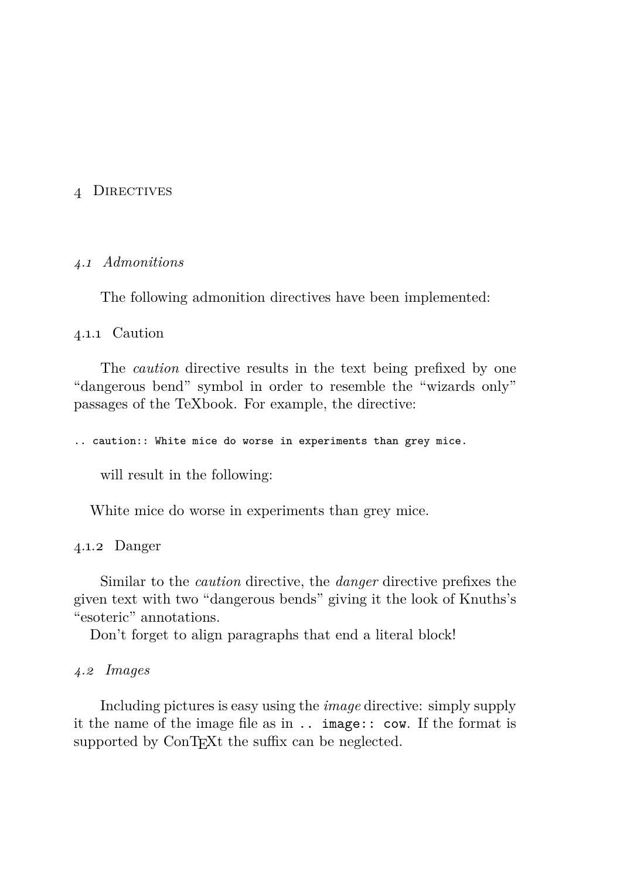# 4 Directives

## 4.1 *Admonitions*

The following admonition directives have been implemented:

### 4.1.1 Caution

The *caution* directive results in the text being prefixed by one "dangerous bend" symbol in order to resemble the "wizards only" passages of the TeXbook. For example, the directive:

```
.. caution:: White mice do worse in experiments than grey mice.
```

will result in the following:

White mice do worse in experiments than grey mice.

### 4.1.2 Danger

Similar to the *caution* directive, the *danger* directive prefixes the given text with two "dangerous bends" giving it the look of Knuths's "esoteric" annotations.

Don't forget to align paragraphs that end a literal block!

## 4.2 *Images*

Including pictures is easy using the *image* directive: simply supply it the name of the image file as in `.. image:: cow`. If the format is supported by ConTEXt the suffix can be neglected.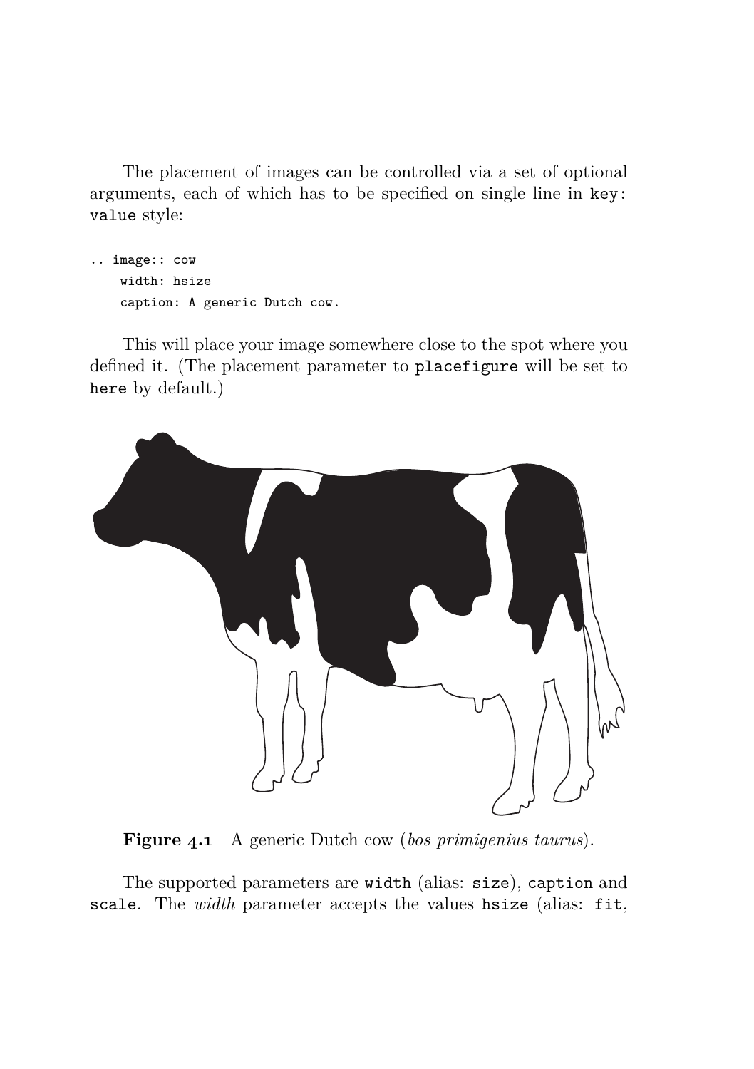The placement of images can be controlled via a set of optional arguments, each of which has to be specified on single line in `key: value` style:

```
.. image:: cow
   width: hsize
   caption: A generic Dutch cow.
```

This will place your image somewhere close to the spot where you defined it. (The placement parameter to `placefigure` will be set to `here` by default.)

**Figure 4.1** A generic Dutch cow (*bos primigenius taurus*).

The supported parameters are `width` (alias: `size`), `caption` and `scale`. The *width* parameter accepts the values `hsize` (alias: `fit`,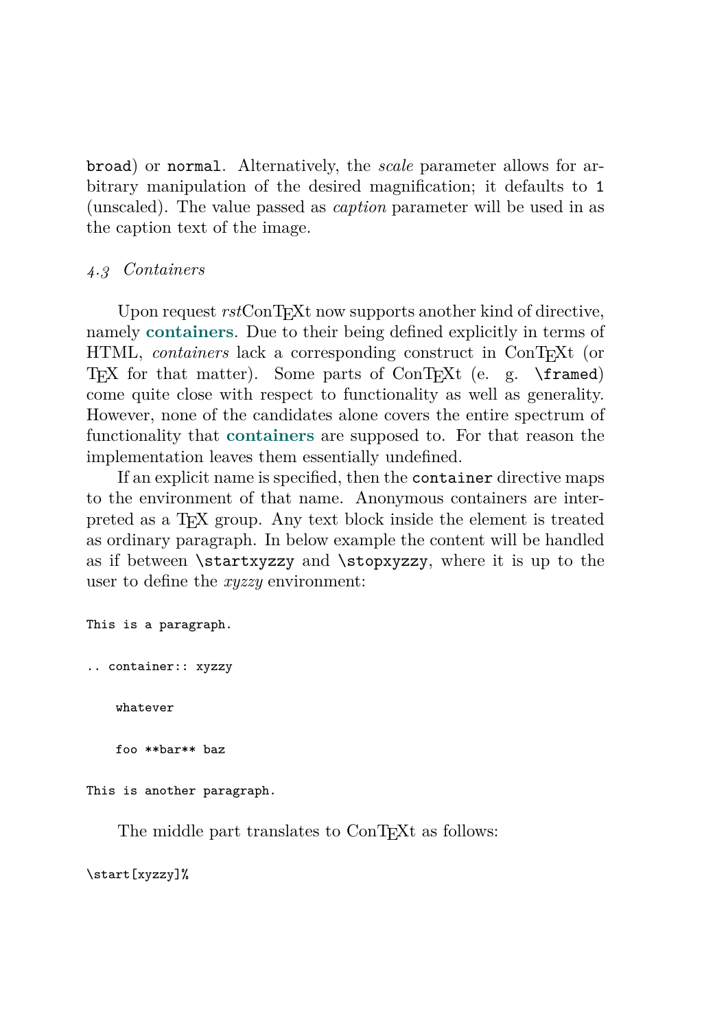`broad`) or `normal`. Alternatively, the *scale* parameter allows for arbitrary manipulation of the desired magnification; it defaults to `1` (unscaled). The value passed as *caption* parameter will be used in as the caption text of the image.

### *4.3 Containers*

Upon request *rst*ConTEXt now supports another kind of directive, namely **containers**. Due to their being defined explicitly in terms of HTML, *containers* lack a corresponding construct in ConTEXt (or TEX for that matter). Some parts of ConTEXt (e. g. `\framed`) come quite close with respect to functionality as well as generality. However, none of the candidates alone covers the entire spectrum of functionality that **containers** are supposed to. For that reason the implementation leaves them essentially undefined.

If an explicit name is specified, then the `container` directive maps to the environment of that name. Anonymous containers are interpreted as a TEX group. Any text block inside the element is treated as ordinary paragraph. In below example the content will be handled as if between `\startxyzzy` and `\stopxyzzy`, where it is up to the user to define the *xyzzy* environment:

```
This is a paragraph.

.. container:: xyzzy

    whatever

    foo **bar** baz

This is another paragraph.
```

The middle part translates to ConTEXt as follows:

```
\start[xyzzy]%
```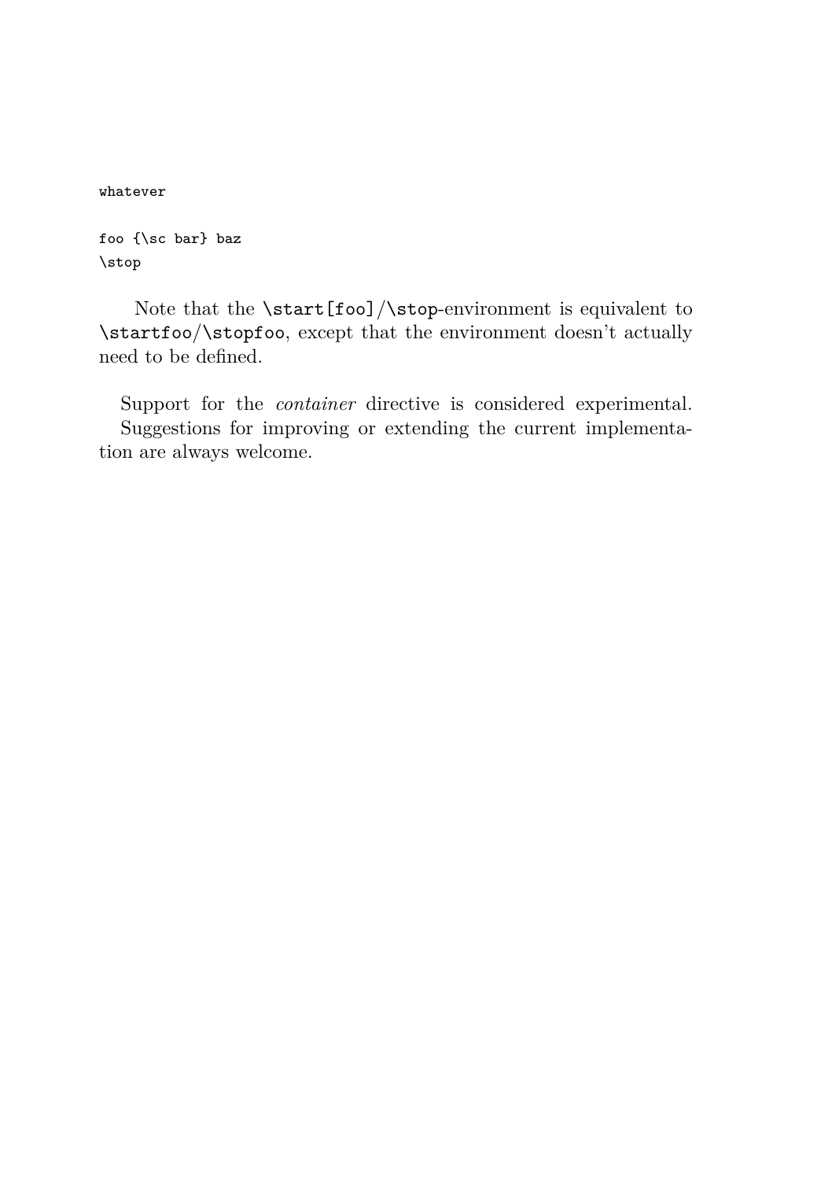```
whatever

foo {\sc bar} baz
\stop
```

Note that the `\start[foo]`/`\stop`-environment is equivalent to `\startfoo`/`\stopfoo`, except that the environment doesn't actually need to be defined.

Support for the *container* directive is considered experimental. Suggestions for improving or extending the current implementation are always welcome.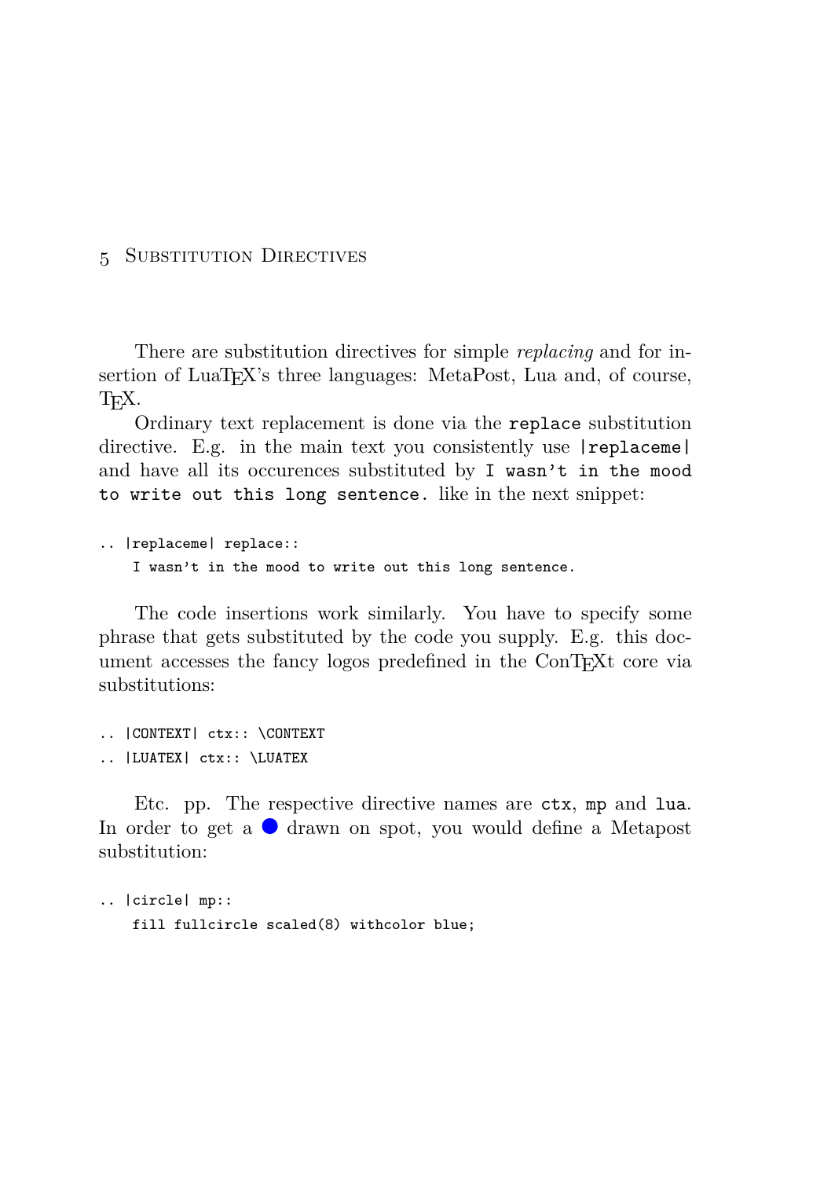# 5 Substitution Directives

There are substitution directives for simple *replacing* and for insertion of LuaTeX's three languages: MetaPost, Lua and, of course, TeX.

Ordinary text replacement is done via the `replace` substitution directive. E.g. in the main text you consistently use `|replaceme|` and have all its occurences substituted by `I wasn't in the mood to write out this long sentence.` like in the next snippet:

```
.. |replaceme| replace::
   I wasn't in the mood to write out this long sentence.
```

The code insertions work similarly. You have to specify some phrase that gets substituted by the code you supply. E.g. this document accesses the fancy logos predefined in the ConTeXt core via substitutions:

```
.. |CONTEXT| ctx:: \CONTEXT
.. |LUATEX| ctx:: \LUATEX
```

Etc. pp. The respective directive names are `ctx`, `mp` and `lua`. In order to get a ● drawn on spot, you would define a Metapost substitution:

```
.. |circle| mp::
   fill fullcircle scaled(8) withcolor blue;
```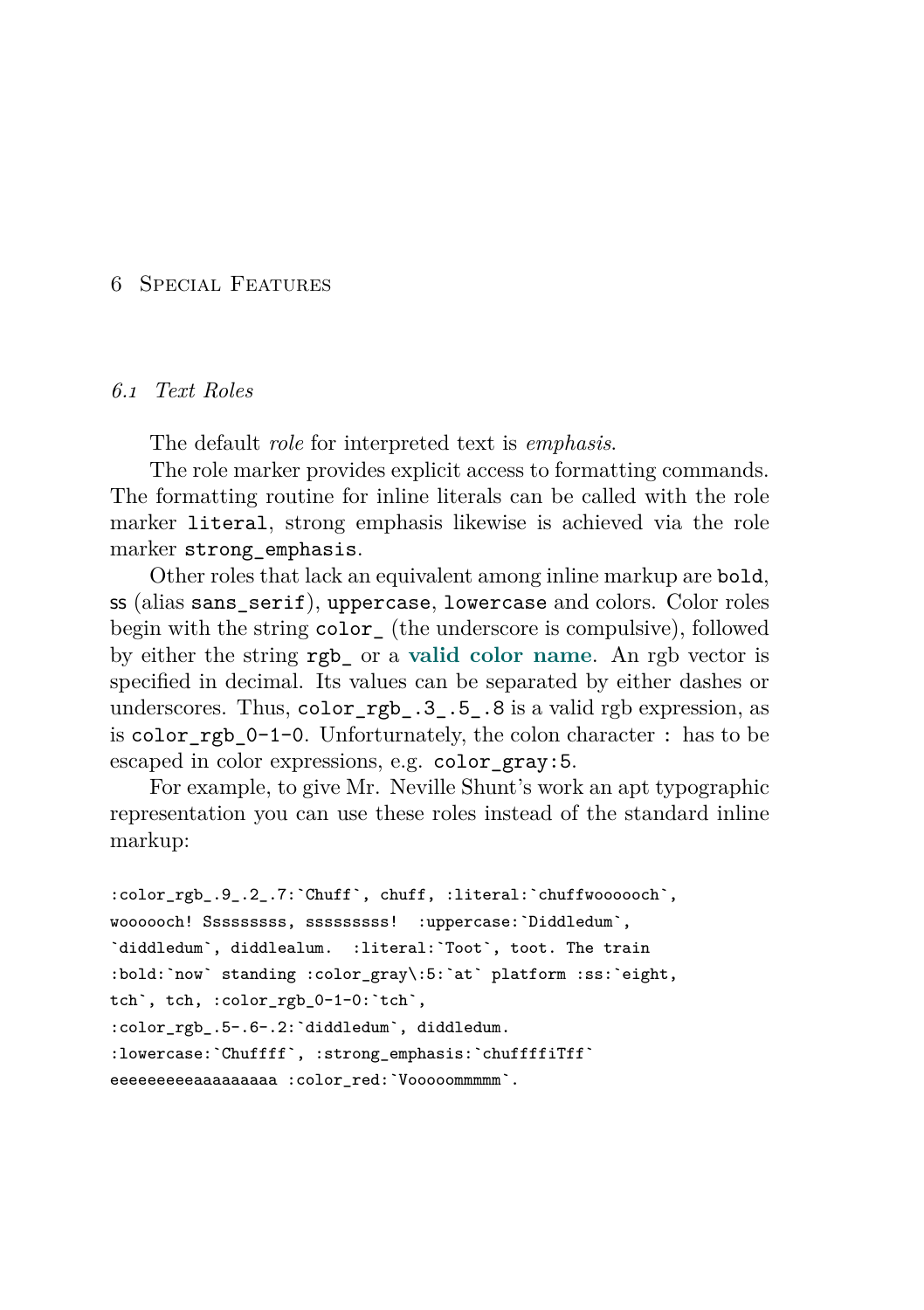# 6 Special Features

## 6.1 Text Roles

The default *role* for interpreted text is *emphasis*.

The role marker provides explicit access to formatting commands. The formatting routine for inline literals can be called with the role marker `literal`, strong emphasis likewise is achieved via the role marker `strong_emphasis`.

Other roles that lack an equivalent among inline markup are `bold`, `ss` (alias `sans_serif`), `uppercase`, `lowercase` and colors. Color roles begin with the string `color_` (the underscore is compulsive), followed by either the string `rgb_` or a **valid color name**. An rgb vector is specified in decimal. Its values can be separated by either dashes or underscores. Thus, `color_rgb_.3_.5_.8` is a valid rgb expression, as is `color_rgb_0-1-0`. Unforturnately, the colon character `:` has to be escaped in color expressions, e.g. `color_gray:5`.

For example, to give Mr. Neville Shunt's work an apt typographic representation you can use these roles instead of the standard inline markup:

```
:color_rgb_.9_.2_.7:`Chuff`, chuff, :literal:`chuffwoooooch`,
woooooch! Ssssssss, sssssssss!  :uppercase:`Diddledum`,
`diddledum`, diddlealum.  :literal:`Toot`, toot. The train
:bold:`now` standing :color_gray\:5:`at` platform :ss:`eight,
tch`, tch, :color_rgb_0-1-0:`tch`,
:color_rgb_.5-.6-.2:`diddledum`, diddledum.
:lowercase:`Chuffff`, :strong_emphasis:`chuffffiTff`
eeeeeeeeeaaaaaaaaa :color_red:`Vooooommmmm`.
```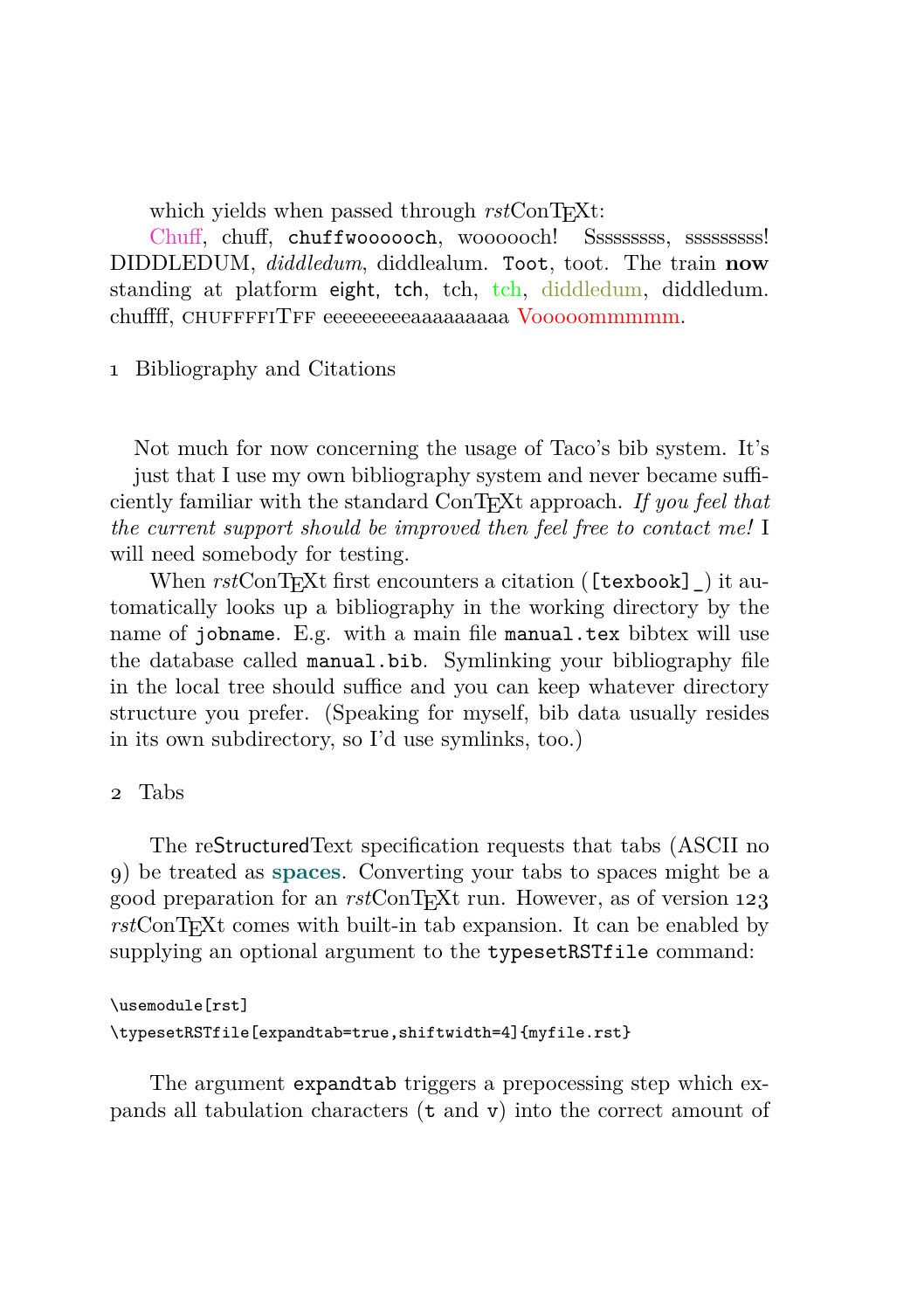which yields when passed through *rst*ConTEXt:

Chuff, chuff, `chuffwoooooch`, woooooch! Ssssssss, sssssssss! DIDDLEDUM, *diddledum*, diddlealum. `Toot`, toot. The train **now** standing at platform `eight`, `tch`, tch, tch, diddledum, diddledum. chuffff, CHUFFFFITFF eeeeeeeeeaaaaaaaaa Vooooommmmm.

## 1 Bibliography and Citations

Not much for now concerning the usage of Taco's bib system. It's just that I use my own bibliography system and never became sufficiently familiar with the standard ConTEXt approach. *If you feel that the current support should be improved then feel free to contact me!* I will need somebody for testing.

When *rst*ConTEXt first encounters a citation (`[texbook]_`) it automatically looks up a bibliography in the working directory by the name of `jobname`. E.g. with a main file `manual.tex` bibtex will use the database called `manual.bib`. Symlinking your bibliography file in the local tree should suffice and you can keep whatever directory structure you prefer. (Speaking for myself, bib data usually resides in its own subdirectory, so I'd use symlinks, too.)

## 2 Tabs

The reStructuredText specification requests that tabs (ASCII no 9) be treated as **spaces**. Converting your tabs to spaces might be a good preparation for an *rst*ConTEXt run. However, as of version 123 *rst*ConTEXt comes with built-in tab expansion. It can be enabled by supplying an optional argument to the `typesetRSTfile` command:

```
\usemodule[rst]
\typesetRSTfile[expandtab=true,shiftwidth=4]{myfile.rst}
```

The argument `expandtab` triggers a prepocessing step which expands all tabulation characters (`t` and `v`) into the correct amount of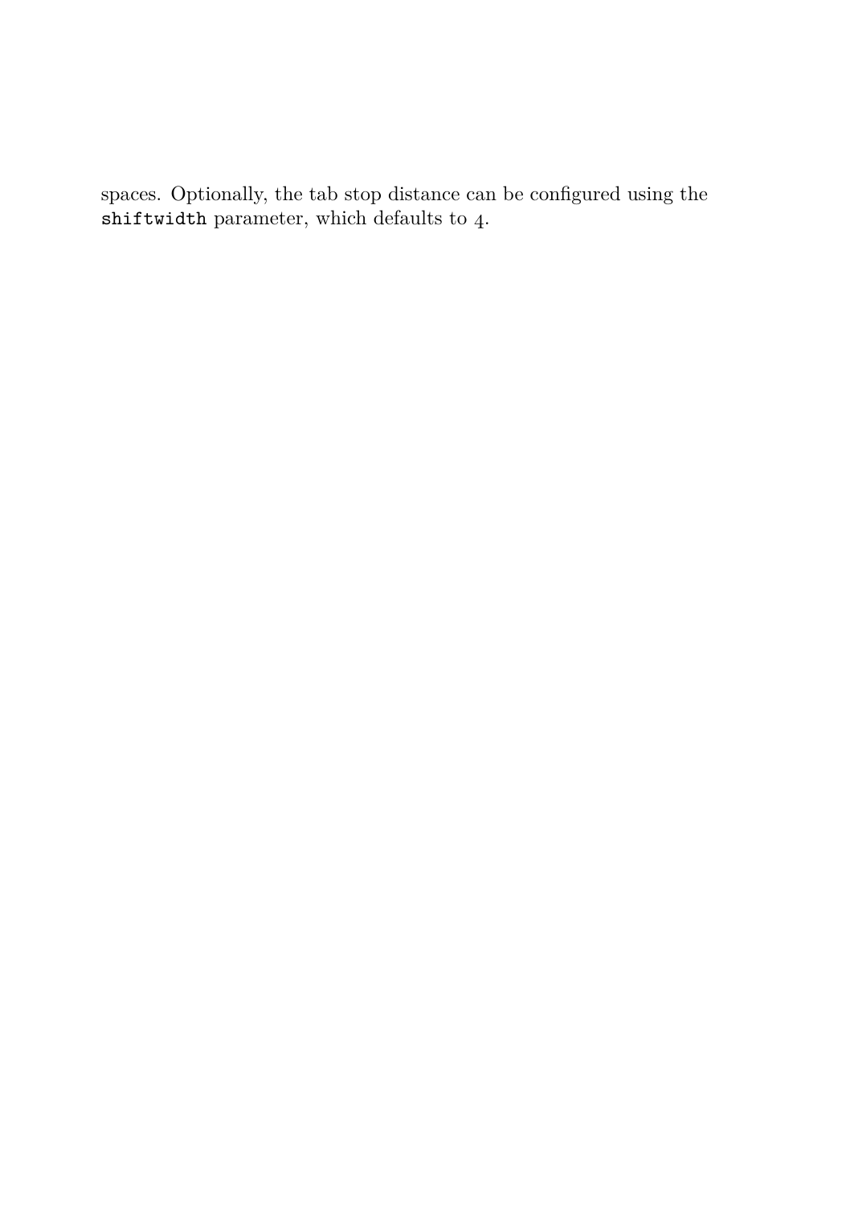spaces. Optionally, the tab stop distance can be configured using the `shiftwidth` parameter, which defaults to 4.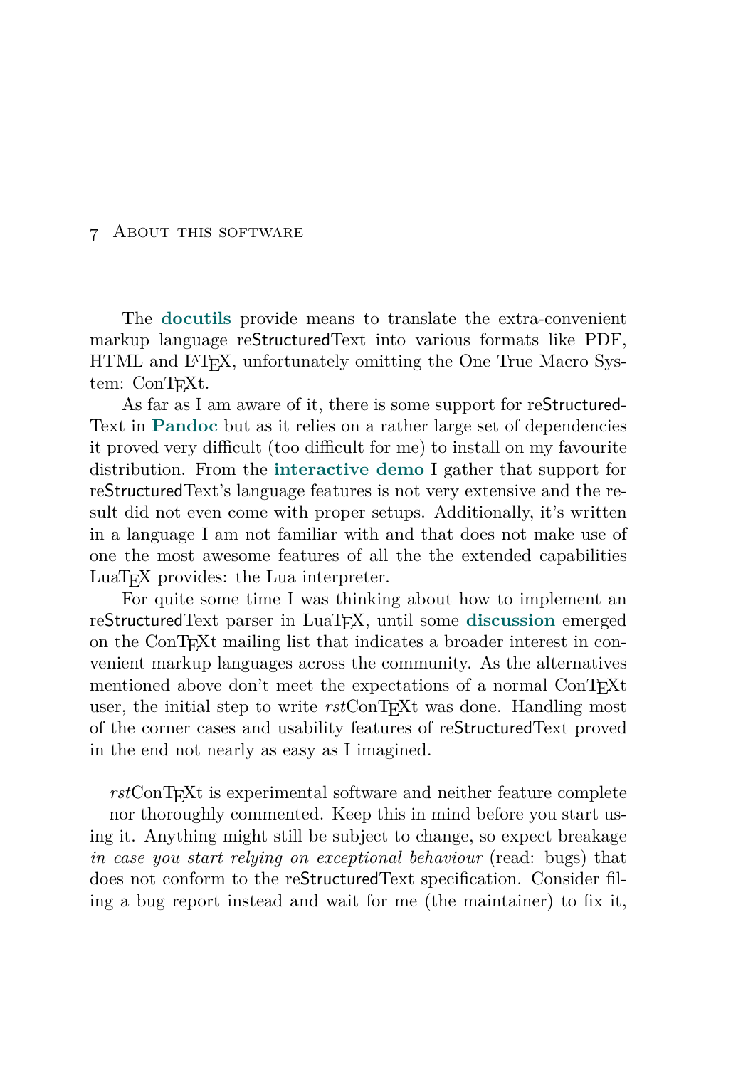# 7 About this software

The **docutils** provide means to translate the extra-convenient markup language reStructuredText into various formats like PDF, HTML and LaTeX, unfortunately omitting the One True Macro System: ConTeXt.

As far as I am aware of it, there is some support for reStructuredText in **Pandoc** but as it relies on a rather large set of dependencies it proved very difficult (too difficult for me) to install on my favourite distribution. From the **interactive demo** I gather that support for reStructuredText's language features is not very extensive and the result did not even come with proper setups. Additionally, it's written in a language I am not familiar with and that does not make use of one the most awesome features of all the the extended capabilities LuaTeX provides: the Lua interpreter.

For quite some time I was thinking about how to implement an reStructuredText parser in LuaTeX, until some **discussion** emerged on the ConTeXt mailing list that indicates a broader interest in convenient markup languages across the community. As the alternatives mentioned above don't meet the expectations of a normal ConTeXt user, the initial step to write *rst*ConTeXt was done. Handling most of the corner cases and usability features of reStructuredText proved in the end not nearly as easy as I imagined.

*rst*ConTeXt is experimental software and neither feature complete nor thoroughly commented. Keep this in mind before you start using it. Anything might still be subject to change, so expect breakage *in case you start relying on exceptional behaviour* (read: bugs) that does not conform to the reStructuredText specification. Consider filing a bug report instead and wait for me (the maintainer) to fix it,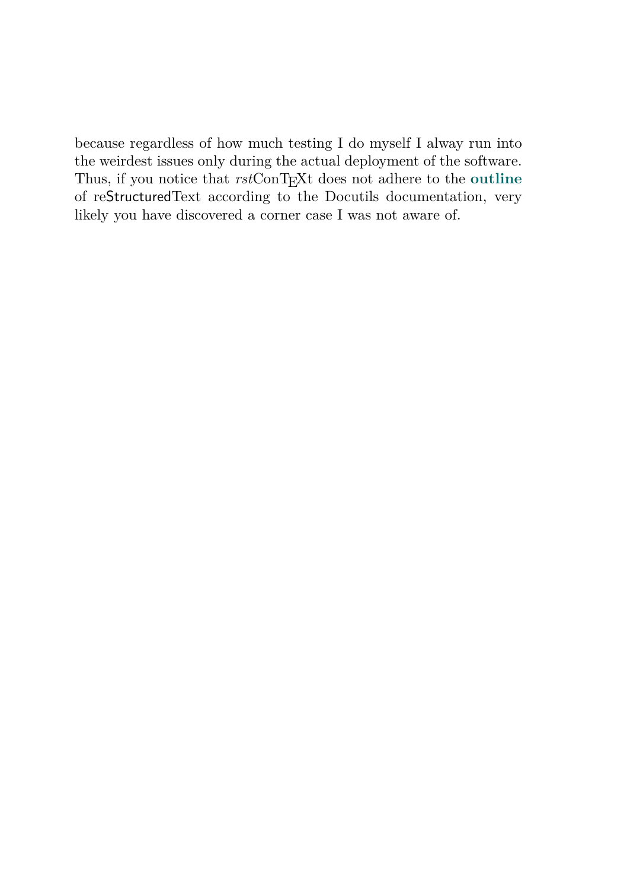because regardless of how much testing I do myself I alway run into the weirdest issues only during the actual deployment of the software. Thus, if you notice that *rst*ConTEXt does not adhere to the **outline** of reStructuredText according to the Docutils documentation, very likely you have discovered a corner case I was not aware of.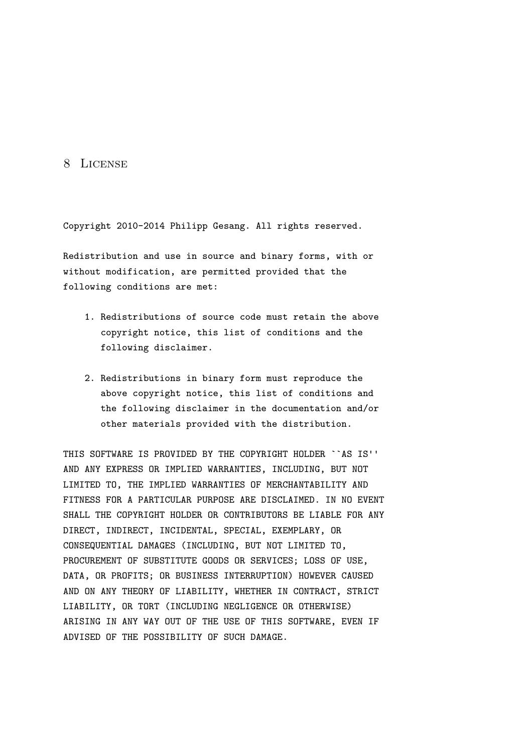# 8 License

```
Copyright 2010-2014 Philipp Gesang. All rights reserved.

Redistribution and use in source and binary forms, with or
without modification, are permitted provided that the
following conditions are met:

   1. Redistributions of source code must retain the above
      copyright notice, this list of conditions and the
      following disclaimer.

   2. Redistributions in binary form must reproduce the
      above copyright notice, this list of conditions and
      the following disclaimer in the documentation and/or
      other materials provided with the distribution.

THIS SOFTWARE IS PROVIDED BY THE COPYRIGHT HOLDER ``AS IS''
AND ANY EXPRESS OR IMPLIED WARRANTIES, INCLUDING, BUT NOT
LIMITED TO, THE IMPLIED WARRANTIES OF MERCHANTABILITY AND
FITNESS FOR A PARTICULAR PURPOSE ARE DISCLAIMED. IN NO EVENT
SHALL THE COPYRIGHT HOLDER OR CONTRIBUTORS BE LIABLE FOR ANY
DIRECT, INDIRECT, INCIDENTAL, SPECIAL, EXEMPLARY, OR
CONSEQUENTIAL DAMAGES (INCLUDING, BUT NOT LIMITED TO,
PROCUREMENT OF SUBSTITUTE GOODS OR SERVICES; LOSS OF USE,
DATA, OR PROFITS; OR BUSINESS INTERRUPTION) HOWEVER CAUSED
AND ON ANY THEORY OF LIABILITY, WHETHER IN CONTRACT, STRICT
LIABILITY, OR TORT (INCLUDING NEGLIGENCE OR OTHERWISE)
ARISING IN ANY WAY OUT OF THE USE OF THIS SOFTWARE, EVEN IF
ADVISED OF THE POSSIBILITY OF SUCH DAMAGE.
```